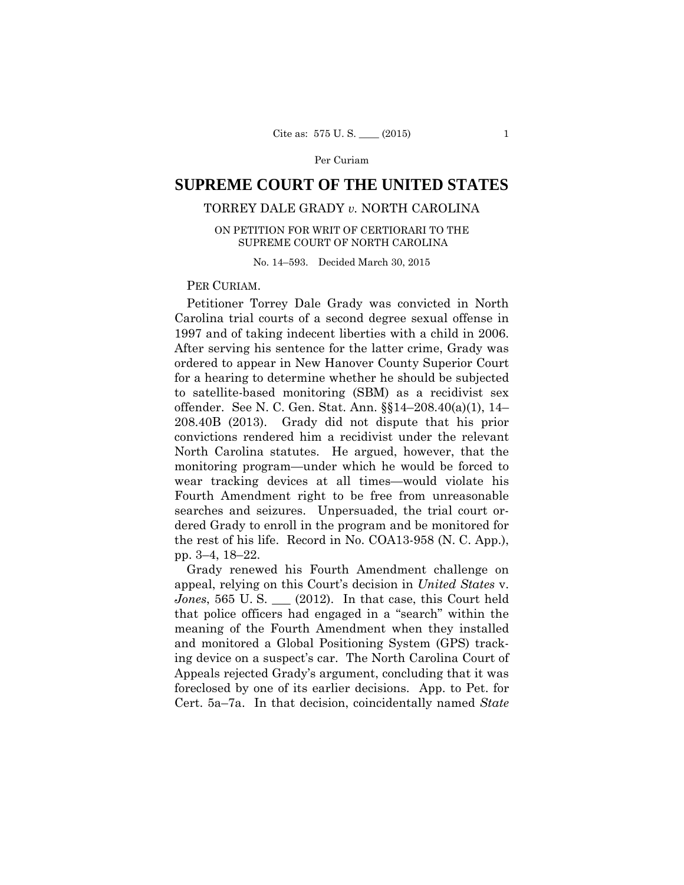# SUPREME COURT OF THE UNITED STATES

## TORREY DALE GRADY *v.* NORTH CAROLINA

### ON PETITION FOR WRIT OF CERTIORARI TO THE SUPREME COURT OF NORTH CAROLINA

No. 14–593. Decided March 30, 2015

PER CURIAM.

Petitioner Torrey Dale Grady was convicted in North Carolina trial courts of a second degree sexual offense in 1997 and of taking indecent liberties with a child in 2006. After serving his sentence for the latter crime, Grady was ordered to appear in New Hanover County Superior Court for a hearing to determine whether he should be subjected to satellite-based monitoring (SBM) as a recidivist sex offender. See N. C. Gen. Stat. Ann. §§14–208.40(a)(1), 14–208.40B (2013). Grady did not dispute that his prior convictions rendered him a recidivist under the relevant North Carolina statutes. He argued, however, that the monitoring program—under which he would be forced to wear tracking devices at all times—would violate his Fourth Amendment right to be free from unreasonable searches and seizures. Unpersuaded, the trial court ordered Grady to enroll in the program and be monitored for the rest of his life. Record in No. COA13-958 (N. C. App.), pp. 3–4, 18–22.

Grady renewed his Fourth Amendment challenge on appeal, relying on this Court's decision in *United States* v. *Jones*, 565 U. S. \_\_\_ (2012). In that case, this Court held that police officers had engaged in a "search" within the meaning of the Fourth Amendment when they installed and monitored a Global Positioning System (GPS) tracking device on a suspect's car. The North Carolina Court of Appeals rejected Grady's argument, concluding that it was foreclosed by one of its earlier decisions. App. to Pet. for Cert. 5a–7a. In that decision, coincidentally named *State*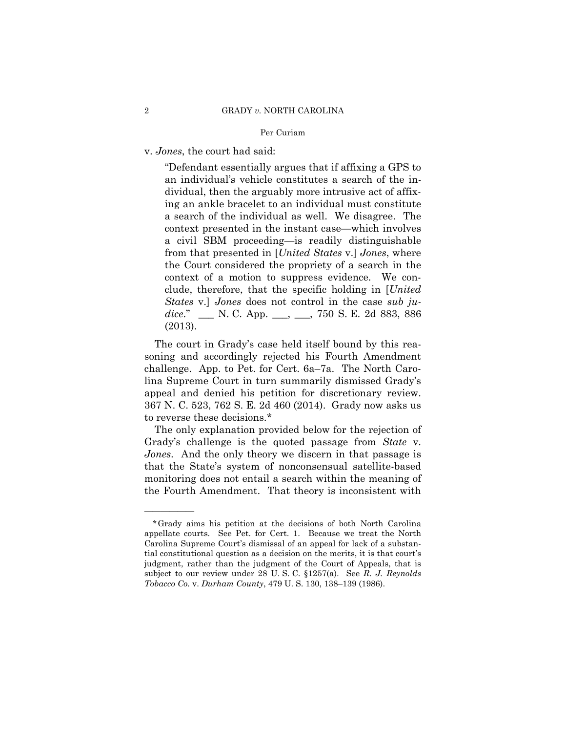v. *Jones*, the court had said:

> "Defendant essentially argues that if affixing a GPS to an individual's vehicle constitutes a search of the individual, then the arguably more intrusive act of affixing an ankle bracelet to an individual must constitute a search of the individual as well. We disagree. The context presented in the instant case—which involves a civil SBM proceeding—is readily distinguishable from that presented in [*United States* v.] *Jones*, where the Court considered the propriety of a search in the context of a motion to suppress evidence. We conclude, therefore, that the specific holding in [*United States* v.] *Jones* does not control in the case *sub judice*." ___ N. C. App. ___, ___, 750 S. E. 2d 883, 886 (2013).

The court in Grady's case held itself bound by this reasoning and accordingly rejected his Fourth Amendment challenge. App. to Pet. for Cert. 6a–7a. The North Carolina Supreme Court in turn summarily dismissed Grady's appeal and denied his petition for discretionary review. 367 N. C. 523, 762 S. E. 2d 460 (2014). Grady now asks us to reverse these decisions.*

The only explanation provided below for the rejection of Grady's challenge is the quoted passage from *State* v. *Jones*. And the only theory we discern in that passage is that the State's system of nonconsensual satellite-based monitoring does not entail a search within the meaning of the Fourth Amendment. That theory is inconsistent with

---

*Grady aims his petition at the decisions of both North Carolina appellate courts. See Pet. for Cert. 1. Because we treat the North Carolina Supreme Court's dismissal of an appeal for lack of a substantial constitutional question as a decision on the merits, it is that court's judgment, rather than the judgment of the Court of Appeals, that is subject to our review under 28 U. S. C. §1257(a). See *R. J. Reynolds Tobacco Co.* v. *Durham County*, 479 U. S. 130, 138–139 (1986).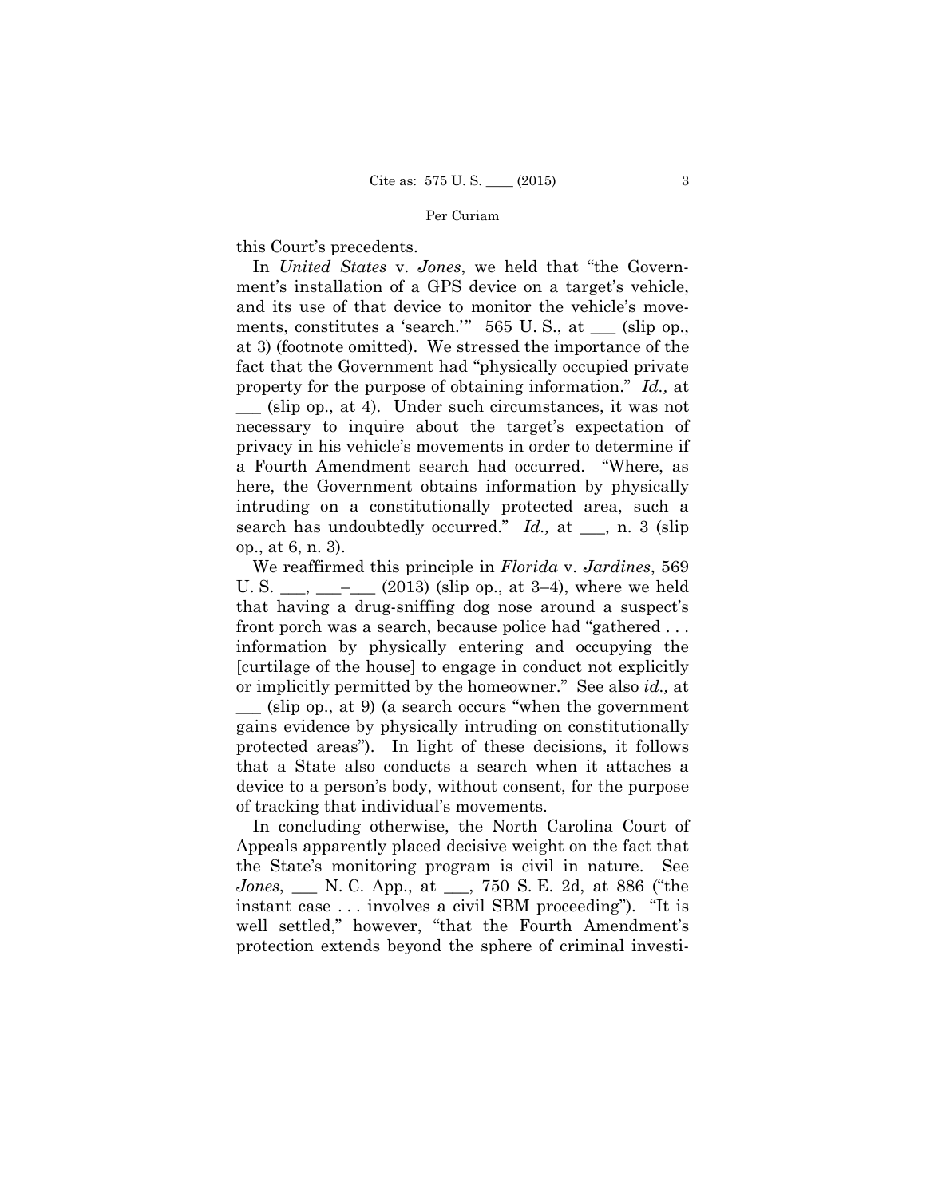this Court's precedents.

In *United States* v. *Jones*, we held that "the Government's installation of a GPS device on a target's vehicle, and its use of that device to monitor the vehicle's movements, constitutes a 'search.'" 565 U. S., at ___ (slip op., at 3) (footnote omitted). We stressed the importance of the fact that the Government had "physically occupied private property for the purpose of obtaining information." *Id.,* at ___ (slip op., at 4). Under such circumstances, it was not necessary to inquire about the target's expectation of privacy in his vehicle's movements in order to determine if a Fourth Amendment search had occurred. "Where, as here, the Government obtains information by physically intruding on a constitutionally protected area, such a search has undoubtedly occurred." *Id.,* at ___, n. 3 (slip op., at 6, n. 3).

We reaffirmed this principle in *Florida* v. *Jardines*, 569 U. S. ___, ___–___ (2013) (slip op., at 3–4), where we held that having a drug-sniffing dog nose around a suspect's front porch was a search, because police had "gathered . . . information by physically entering and occupying the [curtilage of the house] to engage in conduct not explicitly or implicitly permitted by the homeowner." See also *id.,* at ___ (slip op., at 9) (a search occurs "when the government gains evidence by physically intruding on constitutionally protected areas"). In light of these decisions, it follows that a State also conducts a search when it attaches a device to a person's body, without consent, for the purpose of tracking that individual's movements.

In concluding otherwise, the North Carolina Court of Appeals apparently placed decisive weight on the fact that the State's monitoring program is civil in nature. See *Jones*, ___ N. C. App., at ___, 750 S. E. 2d, at 886 ("the instant case . . . involves a civil SBM proceeding"). "It is well settled," however, "that the Fourth Amendment's protection extends beyond the sphere of criminal investi-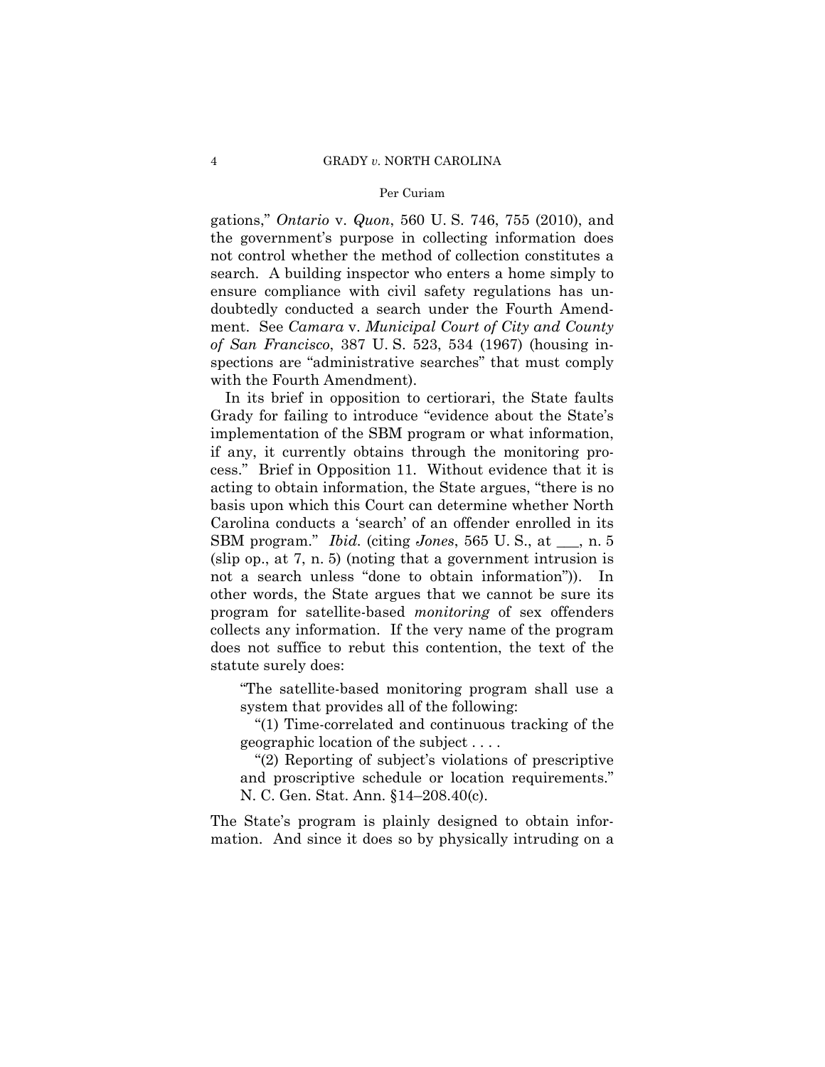gations," *Ontario* v. *Quon*, 560 U. S. 746, 755 (2010), and the government's purpose in collecting information does not control whether the method of collection constitutes a search. A building inspector who enters a home simply to ensure compliance with civil safety regulations has undoubtedly conducted a search under the Fourth Amendment. See *Camara* v. *Municipal Court of City and County of San Francisco*, 387 U. S. 523, 534 (1967) (housing inspections are "administrative searches" that must comply with the Fourth Amendment).

In its brief in opposition to certiorari, the State faults Grady for failing to introduce "evidence about the State's implementation of the SBM program or what information, if any, it currently obtains through the monitoring process." Brief in Opposition 11. Without evidence that it is acting to obtain information, the State argues, "there is no basis upon which this Court can determine whether North Carolina conducts a 'search' of an offender enrolled in its SBM program." *Ibid.* (citing *Jones*, 565 U. S., at \_\_\_, n. 5 (slip op., at 7, n. 5) (noting that a government intrusion is not a search unless "done to obtain information")). In other words, the State argues that we cannot be sure its program for satellite-based *monitoring* of sex offenders collects any information. If the very name of the program does not suffice to rebut this contention, the text of the statute surely does:

> "The satellite-based monitoring program shall use a system that provides all of the following:
>
> "(1) Time-correlated and continuous tracking of the geographic location of the subject . . . .
>
> "(2) Reporting of subject's violations of prescriptive and proscriptive schedule or location requirements." N. C. Gen. Stat. Ann. §14–208.40(c).

The State's program is plainly designed to obtain information. And since it does so by physically intruding on a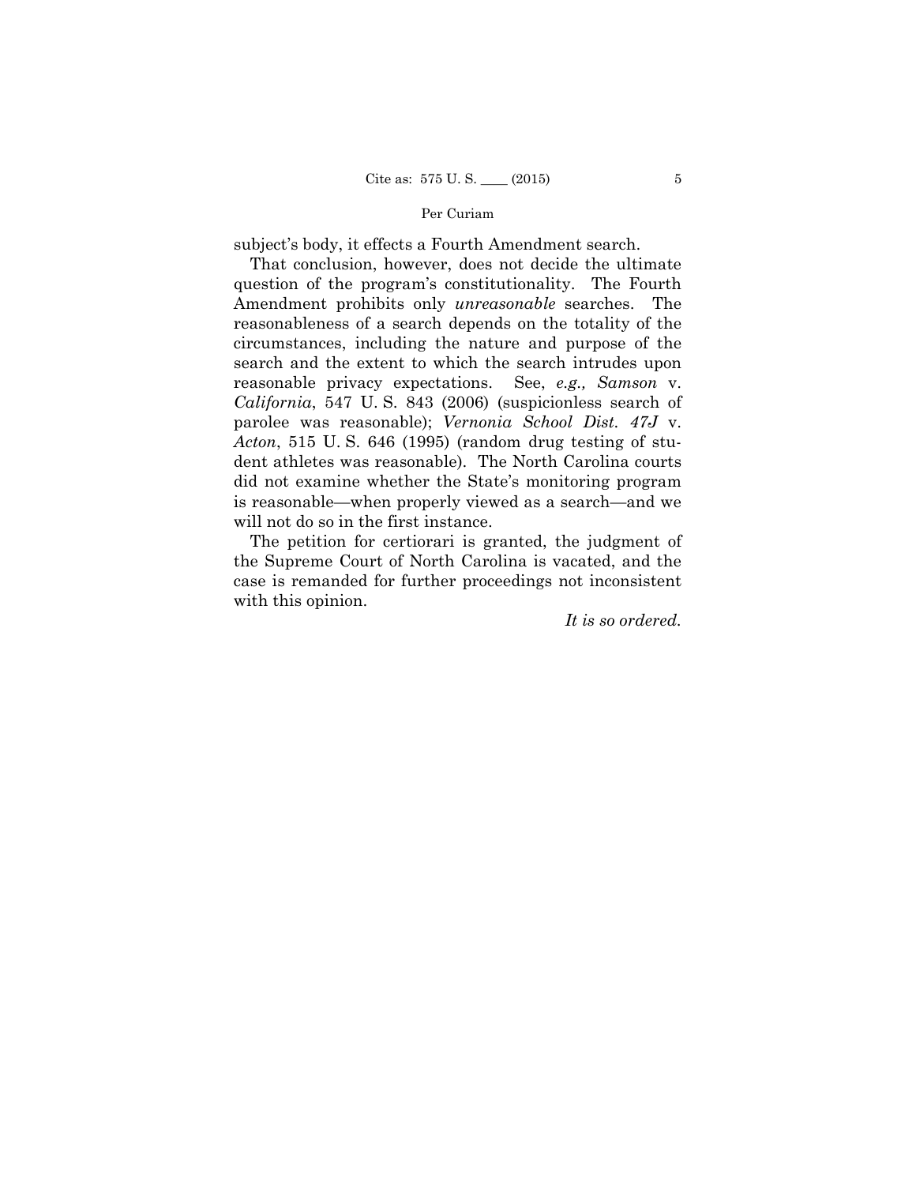subject's body, it effects a Fourth Amendment search.

That conclusion, however, does not decide the ultimate question of the program's constitutionality. The Fourth Amendment prohibits only *unreasonable* searches. The reasonableness of a search depends on the totality of the circumstances, including the nature and purpose of the search and the extent to which the search intrudes upon reasonable privacy expectations. See, *e.g., Samson* v. *California*, 547 U. S. 843 (2006) (suspicionless search of parolee was reasonable); *Vernonia School Dist. 47J* v. *Acton*, 515 U. S. 646 (1995) (random drug testing of student athletes was reasonable). The North Carolina courts did not examine whether the State's monitoring program is reasonable—when properly viewed as a search—and we will not do so in the first instance.

The petition for certiorari is granted, the judgment of the Supreme Court of North Carolina is vacated, and the case is remanded for further proceedings not inconsistent with this opinion.

*It is so ordered.*